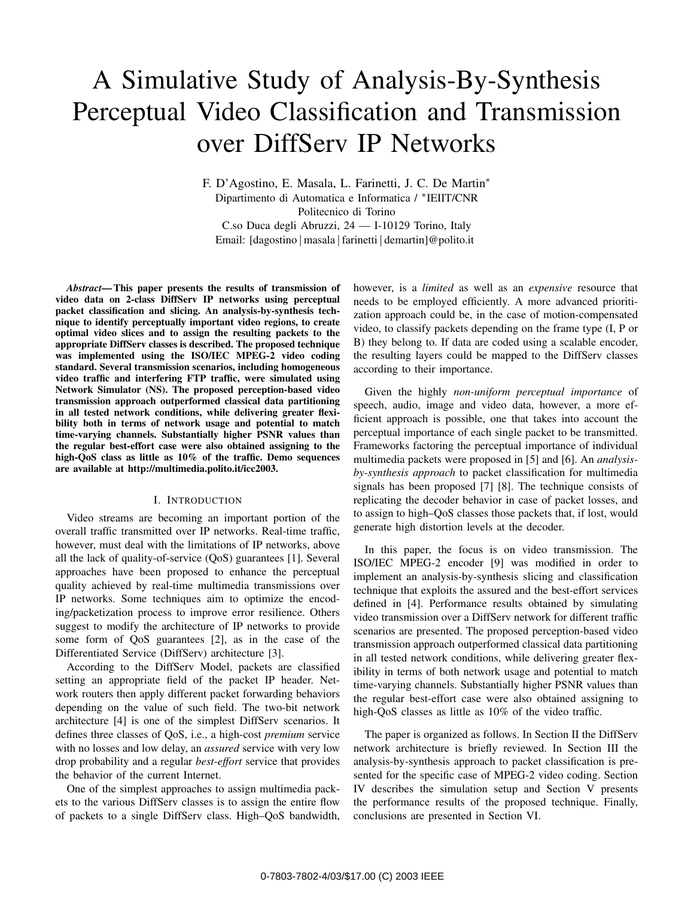# A Simulative Study of Analysis-By-Synthesis Perceptual Video Classification and Transmission over DiffServ IP Networks

F. D'Agostino, E. Masala, L. Farinetti, J. C. De Martin[*]
Dipartimento di Automatica e Informatica / [*]IEIIT/CNR
Politecnico di Torino
C.so Duca degli Abruzzi, 24 — I-10129 Torino, Italy
Email: [dagostino | masala | farinetti | demartin]@polito.it

***Abstract*— This paper presents the results of transmission of video data on 2-class DiffServ IP networks using perceptual packet classification and slicing. An analysis-by-synthesis technique to identify perceptually important video regions, to create optimal video slices and to assign the resulting packets to the appropriate DiffServ classes is described. The proposed technique was implemented using the ISO/IEC MPEG-2 video coding standard. Several transmission scenarios, including homogeneous video traffic and interfering FTP traffic, were simulated using Network Simulator (NS). The proposed perception-based video transmission approach outperformed classical data partitioning in all tested network conditions, while delivering greater flexibility both in terms of network usage and potential to match time-varying channels. Substantially higher PSNR values than the regular best-effort case were also obtained assigning to the high-QoS class as little as 10% of the traffic. Demo sequences are available at http://multimedia.polito.it/icc2003.**

## I. Introduction

Video streams are becoming an important portion of the overall traffic transmitted over IP networks. Real-time traffic, however, must deal with the limitations of IP networks, above all the lack of quality-of-service (QoS) guarantees [1]. Several approaches have been proposed to enhance the perceptual quality achieved by real-time multimedia transmissions over IP networks. Some techniques aim to optimize the encoding/packetization process to improve error resilience. Others suggest to modify the architecture of IP networks to provide some form of QoS guarantees [2], as in the case of the Differentiated Service (DiffServ) architecture [3].

According to the DiffServ Model, packets are classified setting an appropriate field of the packet IP header. Network routers then apply different packet forwarding behaviors depending on the value of such field. The two-bit network architecture [4] is one of the simplest DiffServ scenarios. It defines three classes of QoS, i.e., a high-cost *premium* service with no losses and low delay, an *assured* service with very low drop probability and a regular *best-effort* service that provides the behavior of the current Internet.

One of the simplest approaches to assign multimedia packets to the various DiffServ classes is to assign the entire flow of packets to a single DiffServ class. High–QoS bandwidth, however, is a *limited* as well as an *expensive* resource that needs to be employed efficiently. A more advanced prioritization approach could be, in the case of motion-compensated video, to classify packets depending on the frame type (I, P or B) they belong to. If data are coded using a scalable encoder, the resulting layers could be mapped to the DiffServ classes according to their importance.

Given the highly *non-uniform perceptual importance* of speech, audio, image and video data, however, a more efficient approach is possible, one that takes into account the perceptual importance of each single packet to be transmitted. Frameworks factoring the perceptual importance of individual multimedia packets were proposed in [5] and [6]. An *analysis-by-synthesis approach* to packet classification for multimedia signals has been proposed [7] [8]. The technique consists of replicating the decoder behavior in case of packet losses, and to assign to high–QoS classes those packets that, if lost, would generate high distortion levels at the decoder.

In this paper, the focus is on video transmission. The ISO/IEC MPEG-2 encoder [9] was modified in order to implement an analysis-by-synthesis slicing and classification technique that exploits the assured and the best-effort services defined in [4]. Performance results obtained by simulating video transmission over a DiffServ network for different traffic scenarios are presented. The proposed perception-based video transmission approach outperformed classical data partitioning in all tested network conditions, while delivering greater flexibility in terms of both network usage and potential to match time-varying channels. Substantially higher PSNR values than the regular best-effort case were also obtained assigning to high-QoS classes as little as 10% of the video traffic.

The paper is organized as follows. In Section II the DiffServ network architecture is briefly reviewed. In Section III the analysis-by-synthesis approach to packet classification is presented for the specific case of MPEG-2 video coding. Section IV describes the simulation setup and Section V presents the performance results of the proposed technique. Finally, conclusions are presented in Section VI.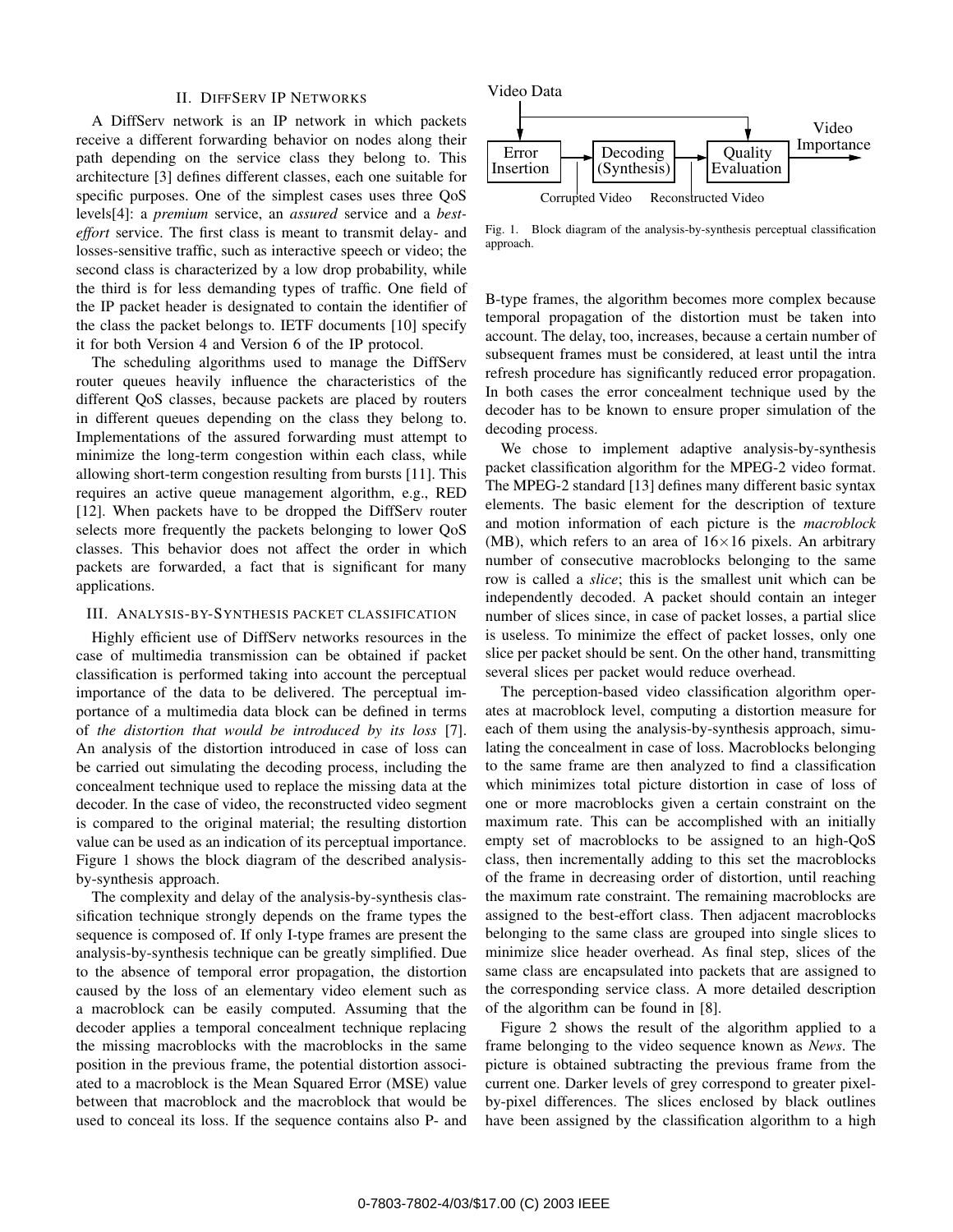## II. DiffServ IP Networks

A DiffServ network is an IP network in which packets receive a different forwarding behavior on nodes along their path depending on the service class they belong to. This architecture [3] defines different classes, each one suitable for specific purposes. One of the simplest cases uses three QoS levels[4]: a *premium* service, an *assured* service and a *best-effort* service. The first class is meant to transmit delay- and losses-sensitive traffic, such as interactive speech or video; the second class is characterized by a low drop probability, while the third is for less demanding types of traffic. One field of the IP packet header is designated to contain the identifier of the class the packet belongs to. IETF documents [10] specify it for both Version 4 and Version 6 of the IP protocol.

The scheduling algorithms used to manage the DiffServ router queues heavily influence the characteristics of the different QoS classes, because packets are placed by routers in different queues depending on the class they belong to. Implementations of the assured forwarding must attempt to minimize the long-term congestion within each class, while allowing short-term congestion resulting from bursts [11]. This requires an active queue management algorithm, e.g., RED [12]. When packets have to be dropped the DiffServ router selects more frequently the packets belonging to lower QoS classes. This behavior does not affect the order in which packets are forwarded, a fact that is significant for many applications.

## III. Analysis-by-Synthesis packet classification

Highly efficient use of DiffServ networks resources in the case of multimedia transmission can be obtained if packet classification is performed taking into account the perceptual importance of the data to be delivered. The perceptual importance of a multimedia data block can be defined in terms of *the distortion that would be introduced by its loss* [7]. An analysis of the distortion introduced in case of loss can be carried out simulating the decoding process, including the concealment technique used to replace the missing data at the decoder. In the case of video, the reconstructed video segment is compared to the original material; the resulting distortion value can be used as an indication of its perceptual importance. Figure 1 shows the block diagram of the described analysis-by-synthesis approach.

Video Data

Error Insertion

Decoding (Synthesis)

Quality Evaluation

Video Importance

Corrupted Video

Reconstructed Video

Fig. 1. Block diagram of the analysis-by-synthesis perceptual classification approach.

The complexity and delay of the analysis-by-synthesis classification technique strongly depends on the frame types the sequence is composed of. If only I-type frames are present the analysis-by-synthesis technique can be greatly simplified. Due to the absence of temporal error propagation, the distortion caused by the loss of an elementary video element such as a macroblock can be easily computed. Assuming that the decoder applies a temporal concealment technique replacing the missing macroblocks with the macroblocks in the same position in the previous frame, the potential distortion associated to a macroblock is the Mean Squared Error (MSE) value between that macroblock and the macroblock that would be used to conceal its loss. If the sequence contains also P- and B-type frames, the algorithm becomes more complex because temporal propagation of the distortion must be taken into account. The delay, too, increases, because a certain number of subsequent frames must be considered, at least until the intra refresh procedure has significantly reduced error propagation. In both cases the error concealment technique used by the decoder has to be known to ensure proper simulation of the decoding process.

We chose to implement adaptive analysis-by-synthesis packet classification algorithm for the MPEG-2 video format. The MPEG-2 standard [13] defines many different basic syntax elements. The basic element for the description of texture and motion information of each picture is the *macroblock* (MB), which refers to an area of $16 \times 16$ pixels. An arbitrary number of consecutive macroblocks belonging to the same row is called a *slice*; this is the smallest unit which can be independently decoded. A packet should contain an integer number of slices since, in case of packet losses, a partial slice is useless. To minimize the effect of packet losses, only one slice per packet should be sent. On the other hand, transmitting several slices per packet would reduce overhead.

The perception-based video classification algorithm operates at macroblock level, computing a distortion measure for each of them using the analysis-by-synthesis approach, simulating the concealment in case of loss. Macroblocks belonging to the same frame are then analyzed to find a classification which minimizes total picture distortion in case of loss of one or more macroblocks given a certain constraint on the maximum rate. This can be accomplished with an initially empty set of macroblocks to be assigned to an high-QoS class, then incrementally adding to this set the macroblocks of the frame in decreasing order of distortion, until reaching the maximum rate constraint. The remaining macroblocks are assigned to the best-effort class. Then adjacent macroblocks belonging to the same class are grouped into single slices to minimize slice header overhead. As final step, slices of the same class are encapsulated into packets that are assigned to the corresponding service class. A more detailed description of the algorithm can be found in [8].

Figure 2 shows the result of the algorithm applied to a frame belonging to the video sequence known as *News*. The picture is obtained subtracting the previous frame from the current one. Darker levels of grey correspond to greater pixel-by-pixel differences. The slices enclosed by black outlines have been assigned by the classification algorithm to a high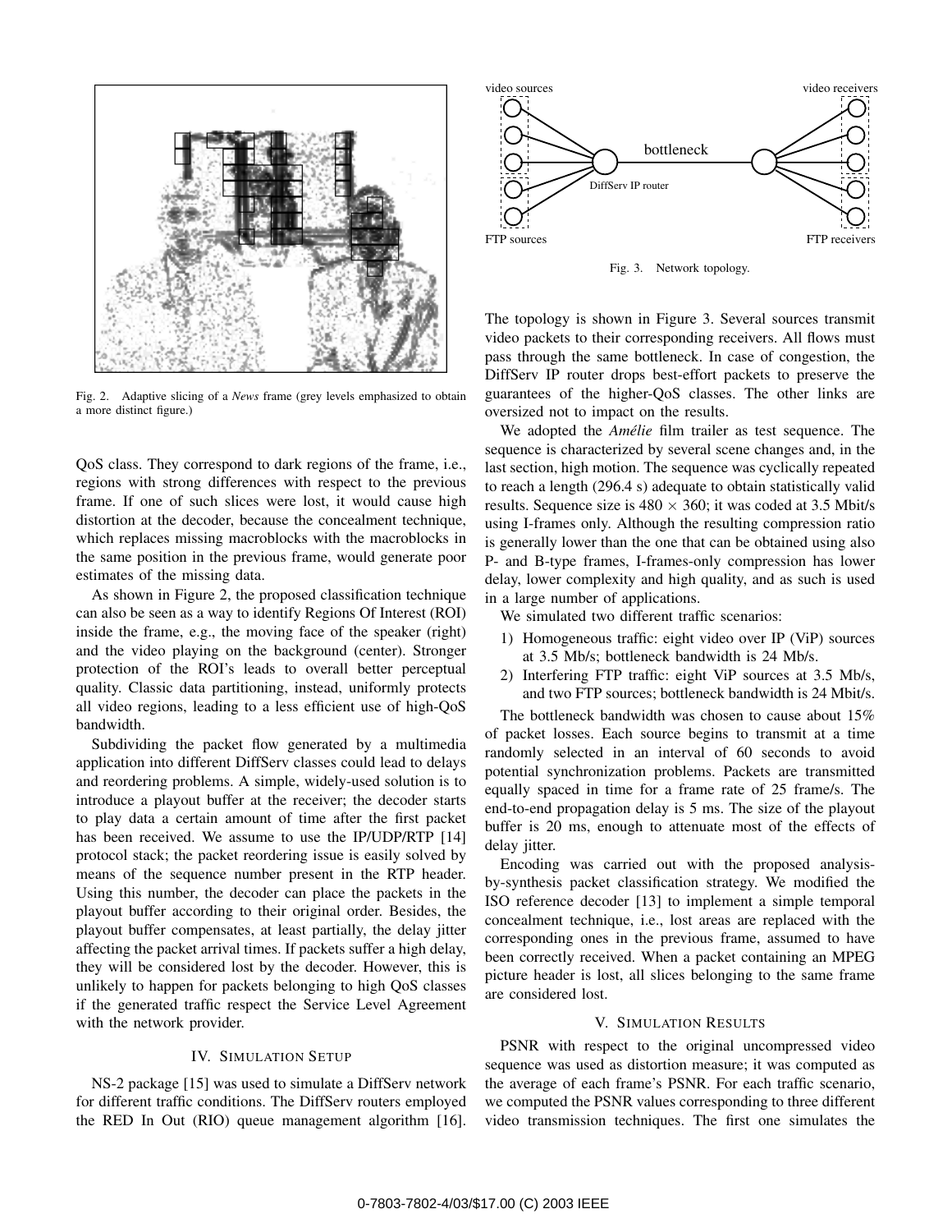Fig. 2. Adaptive slicing of a *News* frame (grey levels emphasized to obtain a more distinct figure.)

QoS class. They correspond to dark regions of the frame, i.e., regions with strong differences with respect to the previous frame. If one of such slices were lost, it would cause high distortion at the decoder, because the concealment technique, which replaces missing macroblocks with the macroblocks in the same position in the previous frame, would generate poor estimates of the missing data.

As shown in Figure 2, the proposed classification technique can also be seen as a way to identify Regions Of Interest (ROI) inside the frame, e.g., the moving face of the speaker (right) and the video playing on the background (center). Stronger protection of the ROI's leads to overall better perceptual quality. Classic data partitioning, instead, uniformly protects all video regions, leading to a less efficient use of high-QoS bandwidth.

Subdividing the packet flow generated by a multimedia application into different DiffServ classes could lead to delays and reordering problems. A simple, widely-used solution is to introduce a playout buffer at the receiver; the decoder starts to play data a certain amount of time after the first packet has been received. We assume to use the IP/UDP/RTP [14] protocol stack; the packet reordering issue is easily solved by means of the sequence number present in the RTP header. Using this number, the decoder can place the packets in the playout buffer according to their original order. Besides, the playout buffer compensates, at least partially, the delay jitter affecting the packet arrival times. If packets suffer a high delay, they will be considered lost by the decoder. However, this is unlikely to happen for packets belonging to high QoS classes if the generated traffic respect the Service Level Agreement with the network provider.

## IV. Simulation Setup

NS-2 package [15] was used to simulate a DiffServ network for different traffic conditions. The DiffServ routers employed the RED In Out (RIO) queue management algorithm [16].

video sources

video receivers

bottleneck

DiffServ IP router

FTP sources

FTP receivers

Fig. 3. Network topology.

The topology is shown in Figure 3. Several sources transmit video packets to their corresponding receivers. All flows must pass through the same bottleneck. In case of congestion, the DiffServ IP router drops best-effort packets to preserve the guarantees of the higher-QoS classes. The other links are oversized not to impact on the results.

We adopted the *Amélie* film trailer as test sequence. The sequence is characterized by several scene changes and, in the last section, high motion. The sequence was cyclically repeated to reach a length (296.4 s) adequate to obtain statistically valid results. Sequence size is $480 \times 360$; it was coded at 3.5 Mbit/s using I-frames only. Although the resulting compression ratio is generally lower than the one that can be obtained using also P- and B-type frames, I-frames-only compression has lower delay, lower complexity and high quality, and as such is used in a large number of applications.

We simulated two different traffic scenarios:

1) Homogeneous traffic: eight video over IP (ViP) sources at 3.5 Mb/s; bottleneck bandwidth is 24 Mb/s.
2) Interfering FTP traffic: eight ViP sources at 3.5 Mb/s, and two FTP sources; bottleneck bandwidth is 24 Mbit/s.

The bottleneck bandwidth was chosen to cause about 15% of packet losses. Each source begins to transmit at a time randomly selected in an interval of 60 seconds to avoid potential synchronization problems. Packets are transmitted equally spaced in time for a frame rate of 25 frame/s. The end-to-end propagation delay is 5 ms. The size of the playout buffer is 20 ms, enough to attenuate most of the effects of delay jitter.

Encoding was carried out with the proposed analysis-by-synthesis packet classification strategy. We modified the ISO reference decoder [13] to implement a simple temporal concealment technique, i.e., lost areas are replaced with the corresponding ones in the previous frame, assumed to have been correctly received. When a packet containing an MPEG picture header is lost, all slices belonging to the same frame are considered lost.

## V. Simulation Results

PSNR with respect to the original uncompressed video sequence was used as distortion measure; it was computed as the average of each frame's PSNR. For each traffic scenario, we computed the PSNR values corresponding to three different video transmission techniques. The first one simulates the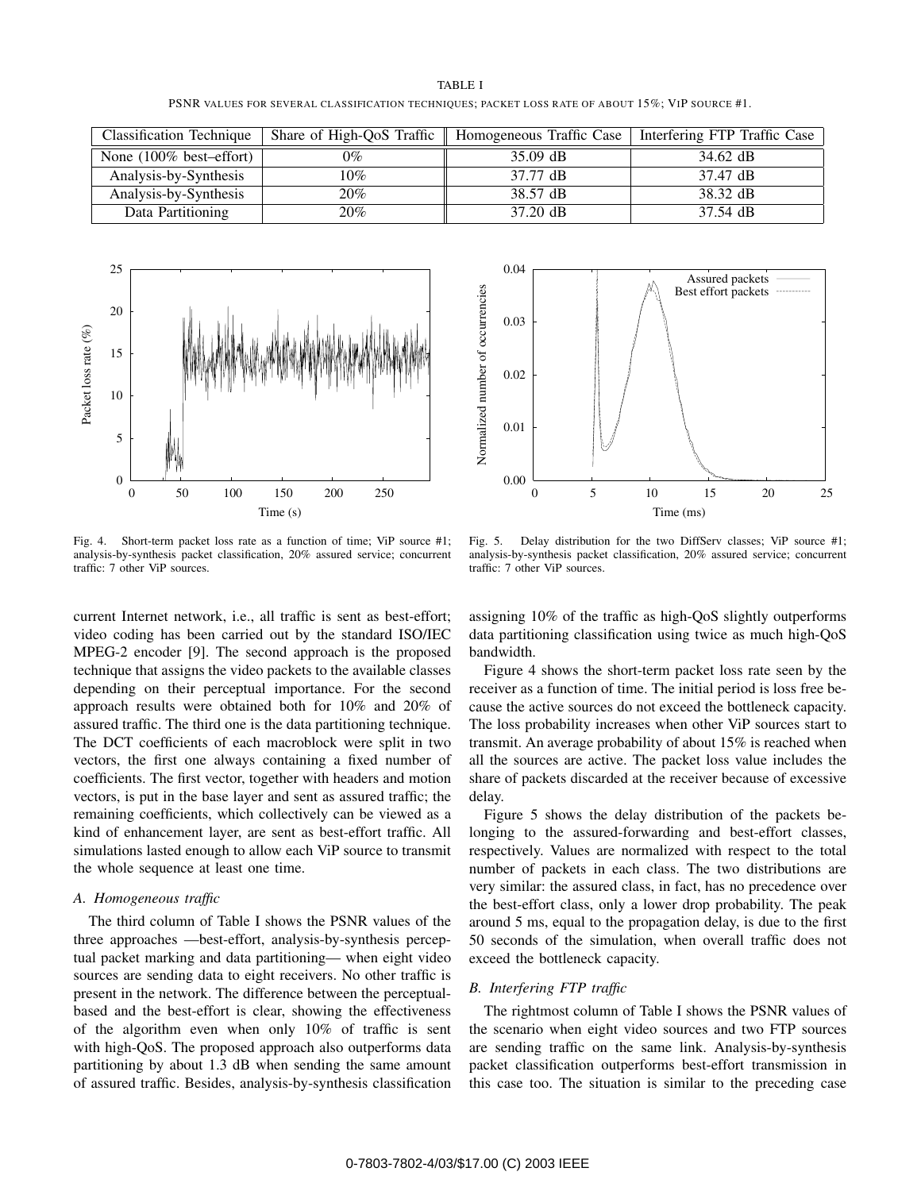TABLE I

PSNR VALUES FOR SEVERAL CLASSIFICATION TECHNIQUES; PACKET LOSS RATE OF ABOUT 15%; VIP SOURCE #1.

| Classification Technique | Share of High-QoS Traffic | Homogeneous Traffic Case | Interfering FTP Traffic Case |
|---|---|---|---|
| None (100% best–effort) | 0% | 35.09 dB | 34.62 dB |
| Analysis-by-Synthesis | 10% | 37.77 dB | 37.47 dB |
| Analysis-by-Synthesis | 20% | 38.57 dB | 38.32 dB |
| Data Partitioning | 20% | 37.20 dB | 37.54 dB |

Fig. 4. Short-term packet loss rate as a function of time; ViP source #1; analysis-by-synthesis packet classification, 20% assured service; concurrent traffic: 7 other ViP sources.

Fig. 5. Delay distribution for the two DiffServ classes; ViP source #1; analysis-by-synthesis packet classification, 20% assured service; concurrent traffic: 7 other ViP sources.

current Internet network, i.e., all traffic is sent as best-effort; video coding has been carried out by the standard ISO/IEC MPEG-2 encoder [9]. The second approach is the proposed technique that assigns the video packets to the available classes depending on their perceptual importance. For the second approach results were obtained both for 10% and 20% of assured traffic. The third one is the data partitioning technique. The DCT coefficients of each macroblock were split in two vectors, the first one always containing a fixed number of coefficients. The first vector, together with headers and motion vectors, is put in the base layer and sent as assured traffic; the remaining coefficients, which collectively can be viewed as a kind of enhancement layer, are sent as best-effort traffic. All simulations lasted enough to allow each ViP source to transmit the whole sequence at least one time.

### A. Homogeneous traffic

The third column of Table I shows the PSNR values of the three approaches —best-effort, analysis-by-synthesis perceptual packet marking and data partitioning— when eight video sources are sending data to eight receivers. No other traffic is present in the network. The difference between the perceptual-based and the best-effort is clear, showing the effectiveness of the algorithm even when only 10% of traffic is sent with high-QoS. The proposed approach also outperforms data partitioning by about 1.3 dB when sending the same amount of assured traffic. Besides, analysis-by-synthesis classification assigning 10% of the traffic as high-QoS slightly outperforms data partitioning classification using twice as much high-QoS bandwidth.

Figure 4 shows the short-term packet loss rate seen by the receiver as a function of time. The initial period is loss free because the active sources do not exceed the bottleneck capacity. The loss probability increases when other ViP sources start to transmit. An average probability of about 15% is reached when all the sources are active. The packet loss value includes the share of packets discarded at the receiver because of excessive delay.

Figure 5 shows the delay distribution of the packets belonging to the assured-forwarding and best-effort classes, respectively. Values are normalized with respect to the total number of packets in each class. The two distributions are very similar: the assured class, in fact, has no precedence over the best-effort class, only a lower drop probability. The peak around 5 ms, equal to the propagation delay, is due to the first 50 seconds of the simulation, when overall traffic does not exceed the bottleneck capacity.

### B. Interfering FTP traffic

The rightmost column of Table I shows the PSNR values of the scenario when eight video sources and two FTP sources are sending traffic on the same link. Analysis-by-synthesis packet classification outperforms best-effort transmission in this case too. The situation is similar to the preceding case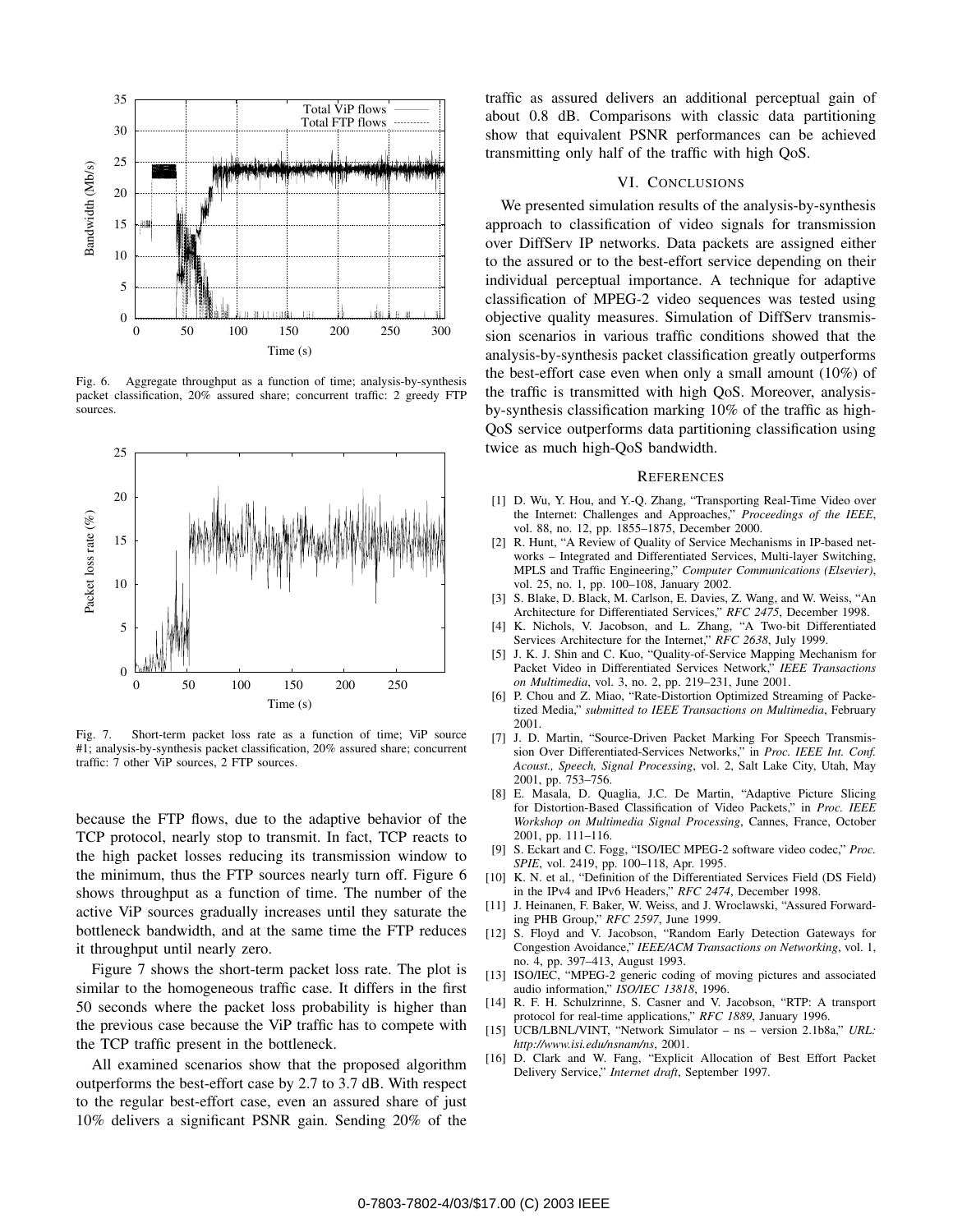35
30
25
20
15
10
5
0
Bandwidth (Mb/s)
0 50 100 150 200 250 300
Time (s)
Total ViP flows
Total FTP flows

Fig. 6. Aggregate throughput as a function of time; analysis-by-synthesis packet classification, 20% assured share; concurrent traffic: 2 greedy FTP sources.

25
20
15
10
5
0
Packet loss rate (%)
0 50 100 150 200 250
Time (s)

Fig. 7. Short-term packet loss rate as a function of time; ViP source #1; analysis-by-synthesis packet classification, 20% assured share; concurrent traffic: 7 other ViP sources, 2 FTP sources.

because the FTP flows, due to the adaptive behavior of the TCP protocol, nearly stop to transmit. In fact, TCP reacts to the high packet losses reducing its transmission window to the minimum, thus the FTP sources nearly turn off. Figure 6 shows throughput as a function of time. The number of the active ViP sources gradually increases until they saturate the bottleneck bandwidth, and at the same time the FTP reduces it throughput until nearly zero.

Figure 7 shows the short-term packet loss rate. The plot is similar to the homogeneous traffic case. It differs in the first 50 seconds where the packet loss probability is higher than the previous case because the ViP traffic has to compete with the TCP traffic present in the bottleneck.

All examined scenarios show that the proposed algorithm outperforms the best-effort case by 2.7 to 3.7 dB. With respect to the regular best-effort case, even an assured share of just 10% delivers a significant PSNR gain. Sending 20% of the traffic as assured delivers an additional perceptual gain of about 0.8 dB. Comparisons with classic data partitioning show that equivalent PSNR performances can be achieved transmitting only half of the traffic with high QoS.

## VI. Conclusions

We presented simulation results of the analysis-by-synthesis approach to classification of video signals for transmission over DiffServ IP networks. Data packets are assigned either to the assured or to the best-effort service depending on their individual perceptual importance. A technique for adaptive classification of MPEG-2 video sequences was tested using objective quality measures. Simulation of DiffServ transmission scenarios in various traffic conditions showed that the analysis-by-synthesis packet classification greatly outperforms the best-effort case even when only a small amount (10%) of the traffic is transmitted with high QoS. Moreover, analysis-by-synthesis classification marking 10% of the traffic as high-QoS service outperforms data partitioning classification using twice as much high-QoS bandwidth.

## References

[1] D. Wu, Y. Hou, and Y.-Q. Zhang, "Transporting Real-Time Video over the Internet: Challenges and Approaches," *Proceedings of the IEEE*, vol. 88, no. 12, pp. 1855–1875, December 2000.

[2] R. Hunt, "A Review of Quality of Service Mechanisms in IP-based networks – Integrated and Differentiated Services, Multi-layer Switching, MPLS and Traffic Engineering," *Computer Communications (Elsevier)*, vol. 25, no. 1, pp. 100–108, January 2002.

[3] S. Blake, D. Black, M. Carlson, E. Davies, Z. Wang, and W. Weiss, "An Architecture for Differentiated Services," *RFC 2475*, December 1998.

[4] K. Nichols, V. Jacobson, and L. Zhang, "A Two-bit Differentiated Services Architecture for the Internet," *RFC 2638*, July 1999.

[5] J. K. J. Shin and C. Kuo, "Quality-of-Service Mapping Mechanism for Packet Video in Differentiated Services Network," *IEEE Transactions on Multimedia*, vol. 3, no. 2, pp. 219–231, June 2001.

[6] P. Chou and Z. Miao, "Rate-Distortion Optimized Streaming of Packetized Media," *submitted to IEEE Transactions on Multimedia*, February 2001.

[7] J. D. Martin, "Source-Driven Packet Marking For Speech Transmission Over Differentiated-Services Networks," in *Proc. IEEE Int. Conf. Acoust., Speech, Signal Processing*, vol. 2, Salt Lake City, Utah, May 2001, pp. 753–756.

[8] E. Masala, D. Quaglia, J.C. De Martin, "Adaptive Picture Slicing for Distortion-Based Classification of Video Packets," in *Proc. IEEE Workshop on Multimedia Signal Processing*, Cannes, France, October 2001, pp. 111–116.

[9] S. Eckart and C. Fogg, "ISO/IEC MPEG-2 software video codec," *Proc. SPIE*, vol. 2419, pp. 100–118, Apr. 1995.

[10] K. N. et al., "Definition of the Differentiated Services Field (DS Field) in the IPv4 and IPv6 Headers," *RFC 2474*, December 1998.

[11] J. Heinanen, F. Baker, W. Weiss, and J. Wroclawski, "Assured Forwarding PHB Group," *RFC 2597*, June 1999.

[12] S. Floyd and V. Jacobson, "Random Early Detection Gateways for Congestion Avoidance," *IEEE/ACM Transactions on Networking*, vol. 1, no. 4, pp. 397–413, August 1993.

[13] ISO/IEC, "MPEG-2 generic coding of moving pictures and associated audio information," *ISO/IEC 13818*, 1996.

[14] R. F. H. Schulzrinne, S. Casner and V. Jacobson, "RTP: A transport protocol for real-time applications," *RFC 1889*, January 1996.

[15] UCB/LBNL/VINT, "Network Simulator – ns – version 2.1b8a," *URL: http://www.isi.edu/nsnam/ns*, 2001.

[16] D. Clark and W. Fang, "Explicit Allocation of Best Effort Packet Delivery Service," *Internet draft*, September 1997.